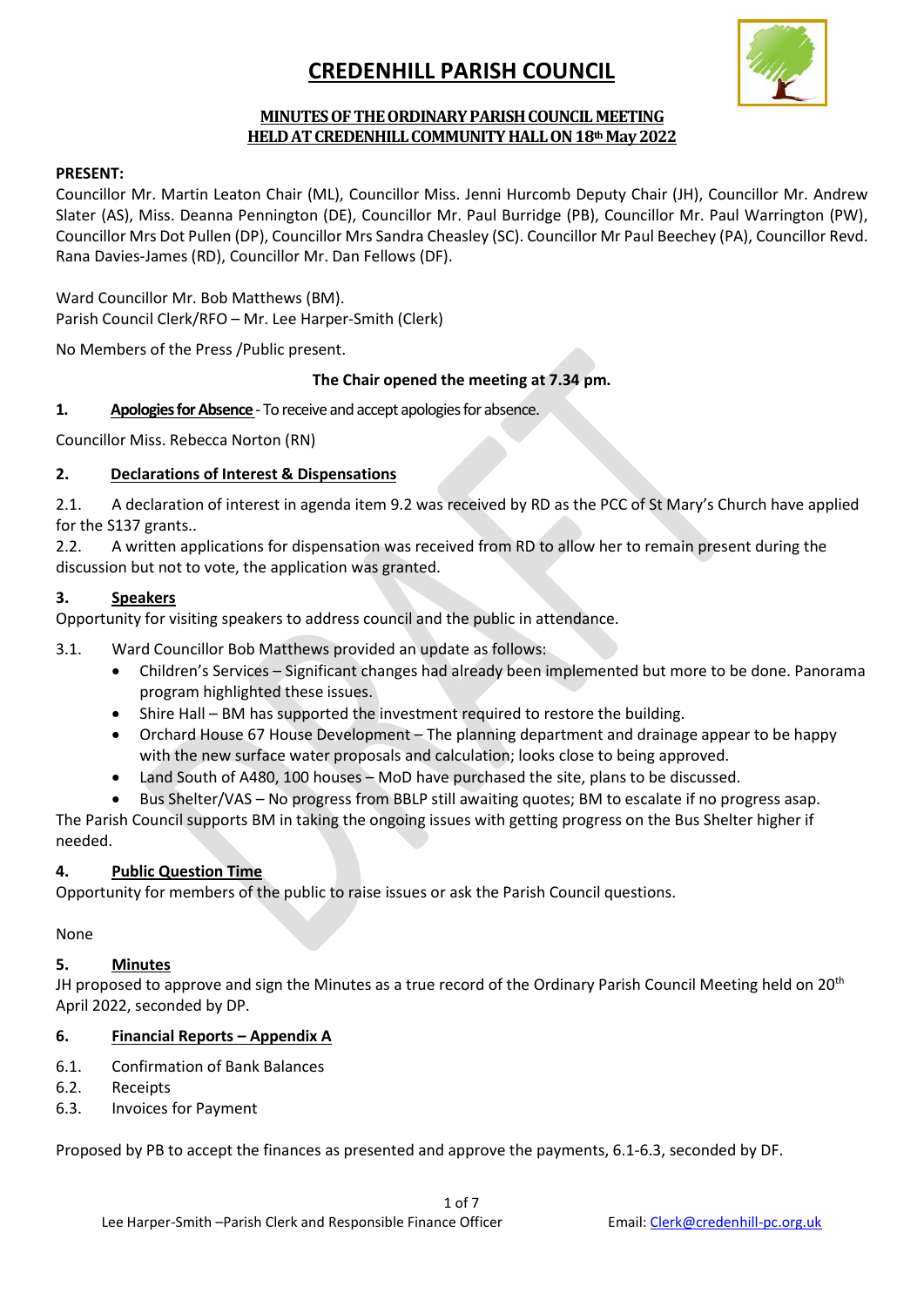# CREDENHILL PARISH COUNCIL

## MINUTES OF THE ORDINARY PARISH COUNCIL MEETING HELD AT CREDENHILL COMMUNITY HALL ON 18th May 2022

**PRESENT:**

Councillor Mr. Martin Leaton Chair (ML), Councillor Miss. Jenni Hurcomb Deputy Chair (JH), Councillor Mr. Andrew Slater (AS), Miss. Deanna Pennington (DE), Councillor Mr. Paul Burridge (PB), Councillor Mr. Paul Warrington (PW), Councillor Mrs Dot Pullen (DP), Councillor Mrs Sandra Cheasley (SC). Councillor Mr Paul Beechey (PA), Councillor Revd. Rana Davies-James (RD), Councillor Mr. Dan Fellows (DF).

Ward Councillor Mr. Bob Matthews (BM).
Parish Council Clerk/RFO – Mr. Lee Harper-Smith (Clerk)

No Members of the Press /Public present.

**The Chair opened the meeting at 7.34 pm.**

**1. Apologies for Absence** - To receive and accept apologies for absence.

Councillor Miss. Rebecca Norton (RN)

**2. Declarations of Interest & Dispensations**

2.1. A declaration of interest in agenda item 9.2 was received by RD as the PCC of St Mary's Church have applied for the S137 grants..

2.2. A written applications for dispensation was received from RD to allow her to remain present during the discussion but not to vote, the application was granted.

**3. Speakers**

Opportunity for visiting speakers to address council and the public in attendance.

3.1. Ward Councillor Bob Matthews provided an update as follows:

- Children's Services – Significant changes had already been implemented but more to be done. Panorama program highlighted these issues.
- Shire Hall – BM has supported the investment required to restore the building.
- Orchard House 67 House Development – The planning department and drainage appear to be happy with the new surface water proposals and calculation; looks close to being approved.
- Land South of A480, 100 houses – MoD have purchased the site, plans to be discussed.
- Bus Shelter/VAS – No progress from BBLP still awaiting quotes; BM to escalate if no progress asap.

The Parish Council supports BM in taking the ongoing issues with getting progress on the Bus Shelter higher if needed.

**4. Public Question Time**

Opportunity for members of the public to raise issues or ask the Parish Council questions.

None

**5. Minutes**

JH proposed to approve and sign the Minutes as a true record of the Ordinary Parish Council Meeting held on 20th April 2022, seconded by DP.

**6. Financial Reports – Appendix A**

6.1. Confirmation of Bank Balances
6.2. Receipts
6.3. Invoices for Payment

Proposed by PB to accept the finances as presented and approve the payments, 6.1-6.3, seconded by DF.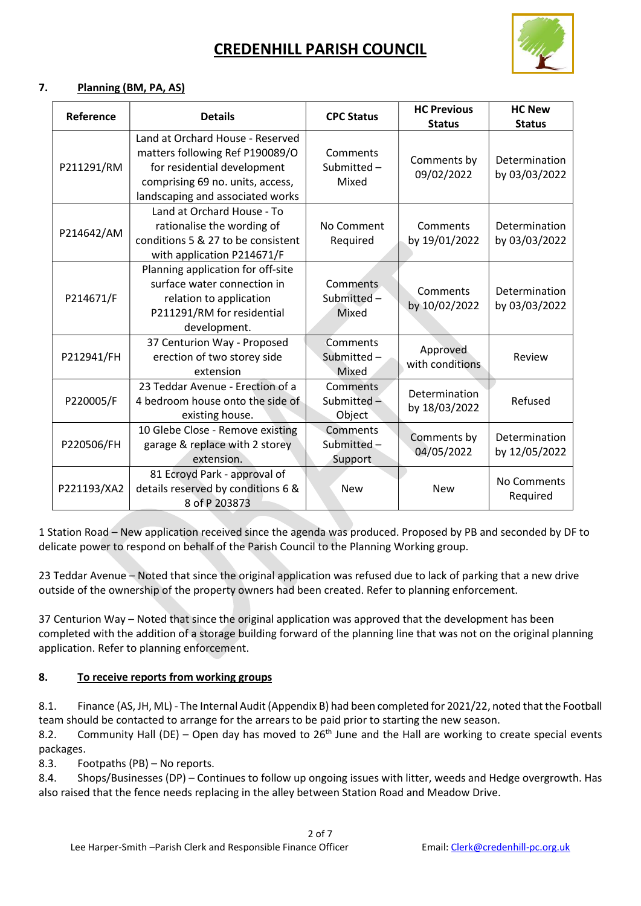# CREDENHILL PARISH COUNCIL

## 7. Planning (BM, PA, AS)

| Reference | Details | CPC Status | HC Previous Status | HC New Status |
|---|---|---|---|---|
| P211291/RM | Land at Orchard House - Reserved matters following Ref P190089/O for residential development comprising 69 no. units, access, landscaping and associated works | Comments Submitted – Mixed | Comments by 09/02/2022 | Determination by 03/03/2022 |
| P214642/AM | Land at Orchard House - To rationalise the wording of conditions 5 & 27 to be consistent with application P214671/F | No Comment Required | Comments by 19/01/2022 | Determination by 03/03/2022 |
| P214671/F | Planning application for off-site surface water connection in relation to application P211291/RM for residential development. | Comments Submitted – Mixed | Comments by 10/02/2022 | Determination by 03/03/2022 |
| P212941/FH | 37 Centurion Way - Proposed erection of two storey side extension | Comments Submitted – Mixed | Approved with conditions | Review |
| P220005/F | 23 Teddar Avenue - Erection of a 4 bedroom house onto the side of existing house. | Comments Submitted – Object | Determination by 18/03/2022 | Refused |
| P220506/FH | 10 Glebe Close - Remove existing garage & replace with 2 storey extension. | Comments Submitted – Support | Comments by 04/05/2022 | Determination by 12/05/2022 |
| P221193/XA2 | 81 Ecroyd Park - approval of details reserved by conditions 6 & 8 of P 203873 | New | New | No Comments Required |

1 Station Road – New application received since the agenda was produced. Proposed by PB and seconded by DF to delicate power to respond on behalf of the Parish Council to the Planning Working group.

23 Teddar Avenue – Noted that since the original application was refused due to lack of parking that a new drive outside of the ownership of the property owners had been created. Refer to planning enforcement.

37 Centurion Way – Noted that since the original application was approved that the development has been completed with the addition of a storage building forward of the planning line that was not on the original planning application. Refer to planning enforcement.

## 8. To receive reports from working groups

8.1. Finance (AS, JH, ML) - The Internal Audit (Appendix B) had been completed for 2021/22, noted that the Football team should be contacted to arrange for the arrears to be paid prior to starting the new season.

8.2. Community Hall (DE) – Open day has moved to 26th June and the Hall are working to create special events packages.

8.3. Footpaths (PB) – No reports.

8.4. Shops/Businesses (DP) – Continues to follow up ongoing issues with litter, weeds and Hedge overgrowth. Has also raised that the fence needs replacing in the alley between Station Road and Meadow Drive.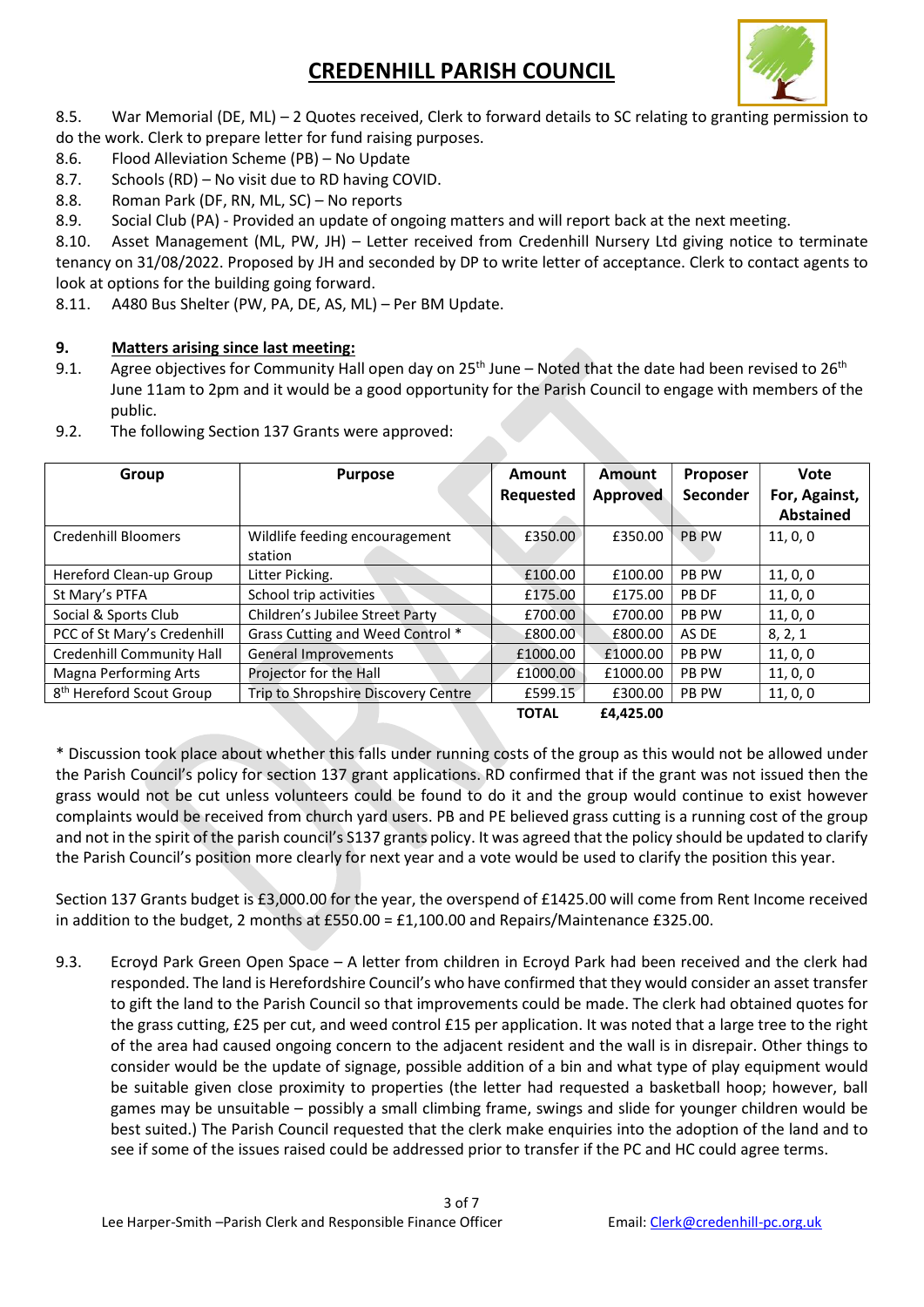# CREDENHILL PARISH COUNCIL

8.5. War Memorial (DE, ML) – 2 Quotes received, Clerk to forward details to SC relating to granting permission to do the work. Clerk to prepare letter for fund raising purposes.

8.6. Flood Alleviation Scheme (PB) – No Update

8.7. Schools (RD) – No visit due to RD having COVID.

8.8. Roman Park (DF, RN, ML, SC) – No reports

8.9. Social Club (PA) - Provided an update of ongoing matters and will report back at the next meeting.

8.10. Asset Management (ML, PW, JH) – Letter received from Credenhill Nursery Ltd giving notice to terminate tenancy on 31/08/2022. Proposed by JH and seconded by DP to write letter of acceptance. Clerk to contact agents to look at options for the building going forward.

8.11. A480 Bus Shelter (PW, PA, DE, AS, ML) – Per BM Update.

## 9. Matters arising since last meeting:

9.1. Agree objectives for Community Hall open day on 25th June – Noted that the date had been revised to 26th June 11am to 2pm and it would be a good opportunity for the Parish Council to engage with members of the public.

9.2. The following Section 137 Grants were approved:

| Group | Purpose | Amount Requested | Amount Approved | Proposer Seconder | Vote For, Against, Abstained |
|---|---|---|---|---|---|
| Credenhill Bloomers | Wildlife feeding encouragement station | £350.00 | £350.00 | PB PW | 11, 0, 0 |
| Hereford Clean-up Group | Litter Picking. | £100.00 | £100.00 | PB PW | 11, 0, 0 |
| St Mary's PTFA | School trip activities | £175.00 | £175.00 | PB DF | 11, 0, 0 |
| Social & Sports Club | Children's Jubilee Street Party | £700.00 | £700.00 | PB PW | 11, 0, 0 |
| PCC of St Mary's Credenhill | Grass Cutting and Weed Control * | £800.00 | £800.00 | AS DE | 8, 2, 1 |
| Credenhill Community Hall | General Improvements | £1000.00 | £1000.00 | PB PW | 11, 0, 0 |
| Magna Performing Arts | Projector for the Hall | £1000.00 | £1000.00 | PB PW | 11, 0, 0 |
| 8th Hereford Scout Group | Trip to Shropshire Discovery Centre | £599.15 | £300.00 | PB PW | 11, 0, 0 |
| | | **TOTAL** | **£4,425.00** | | |

* Discussion took place about whether this falls under running costs of the group as this would not be allowed under the Parish Council's policy for section 137 grant applications. RD confirmed that if the grant was not issued then the grass would not be cut unless volunteers could be found to do it and the group would continue to exist however complaints would be received from church yard users. PB and PE believed grass cutting is a running cost of the group and not in the spirit of the parish council's S137 grants policy. It was agreed that the policy should be updated to clarify the Parish Council's position more clearly for next year and a vote would be used to clarify the position this year.

Section 137 Grants budget is £3,000.00 for the year, the overspend of £1425.00 will come from Rent Income received in addition to the budget, 2 months at £550.00 = £1,100.00 and Repairs/Maintenance £325.00.

9.3. Ecroyd Park Green Open Space – A letter from children in Ecroyd Park had been received and the clerk had responded. The land is Herefordshire Council's who have confirmed that they would consider an asset transfer to gift the land to the Parish Council so that improvements could be made. The clerk had obtained quotes for the grass cutting, £25 per cut, and weed control £15 per application. It was noted that a large tree to the right of the area had caused ongoing concern to the adjacent resident and the wall is in disrepair. Other things to consider would be the update of signage, possible addition of a bin and what type of play equipment would be suitable given close proximity to properties (the letter had requested a basketball hoop; however, ball games may be unsuitable – possibly a small climbing frame, swings and slide for younger children would be best suited.) The Parish Council requested that the clerk make enquiries into the adoption of the land and to see if some of the issues raised could be addressed prior to transfer if the PC and HC could agree terms.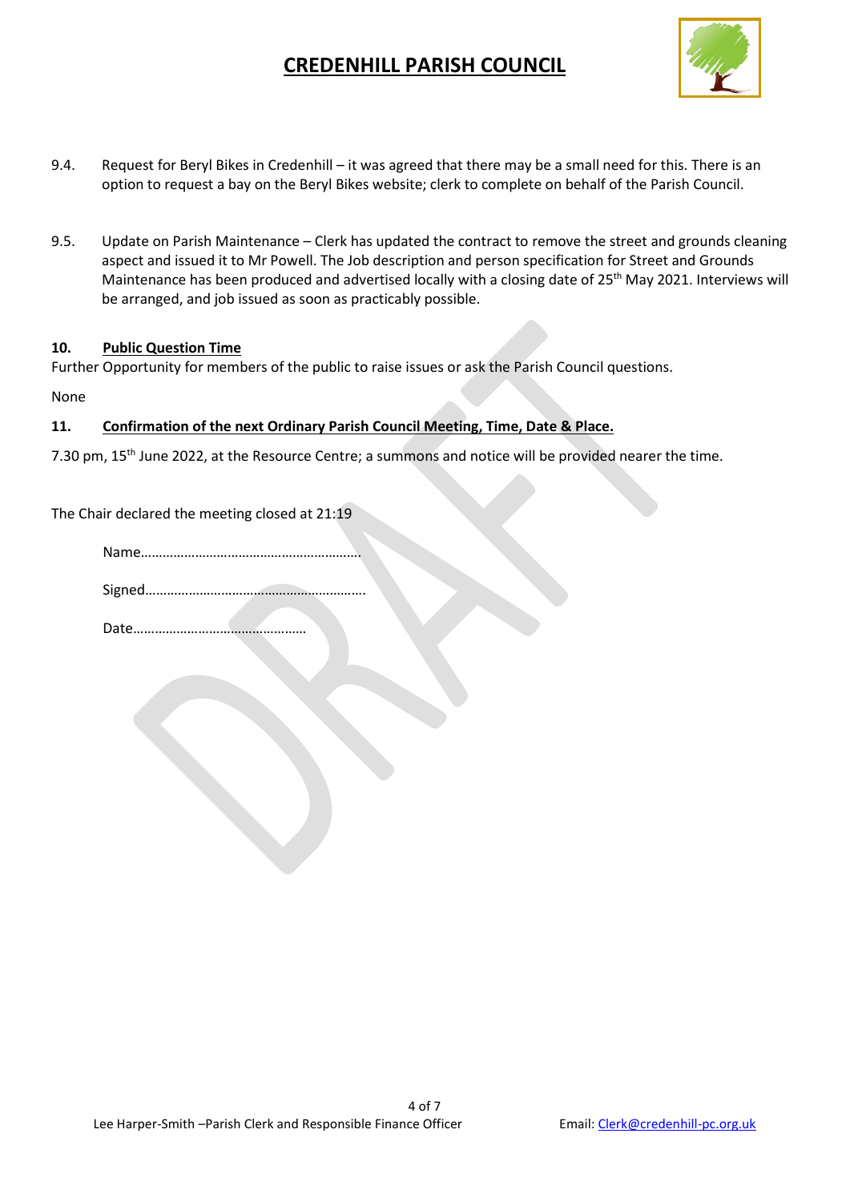9.4. Request for Beryl Bikes in Credenhill – it was agreed that there may be a small need for this. There is an option to request a bay on the Beryl Bikes website; clerk to complete on behalf of the Parish Council.

9.5. Update on Parish Maintenance – Clerk has updated the contract to remove the street and grounds cleaning aspect and issued it to Mr Powell. The Job description and person specification for Street and Grounds Maintenance has been produced and advertised locally with a closing date of 25th May 2021. Interviews will be arranged, and job issued as soon as practicably possible.

**10. Public Question Time**

Further Opportunity for members of the public to raise issues or ask the Parish Council questions.

None

**11. Confirmation of the next Ordinary Parish Council Meeting, Time, Date & Place.**

7.30 pm, 15th June 2022, at the Resource Centre; a summons and notice will be provided nearer the time.

The Chair declared the meeting closed at 21:19

Name……………………………………………………

Signed……………………………………………………

Date…………………………………………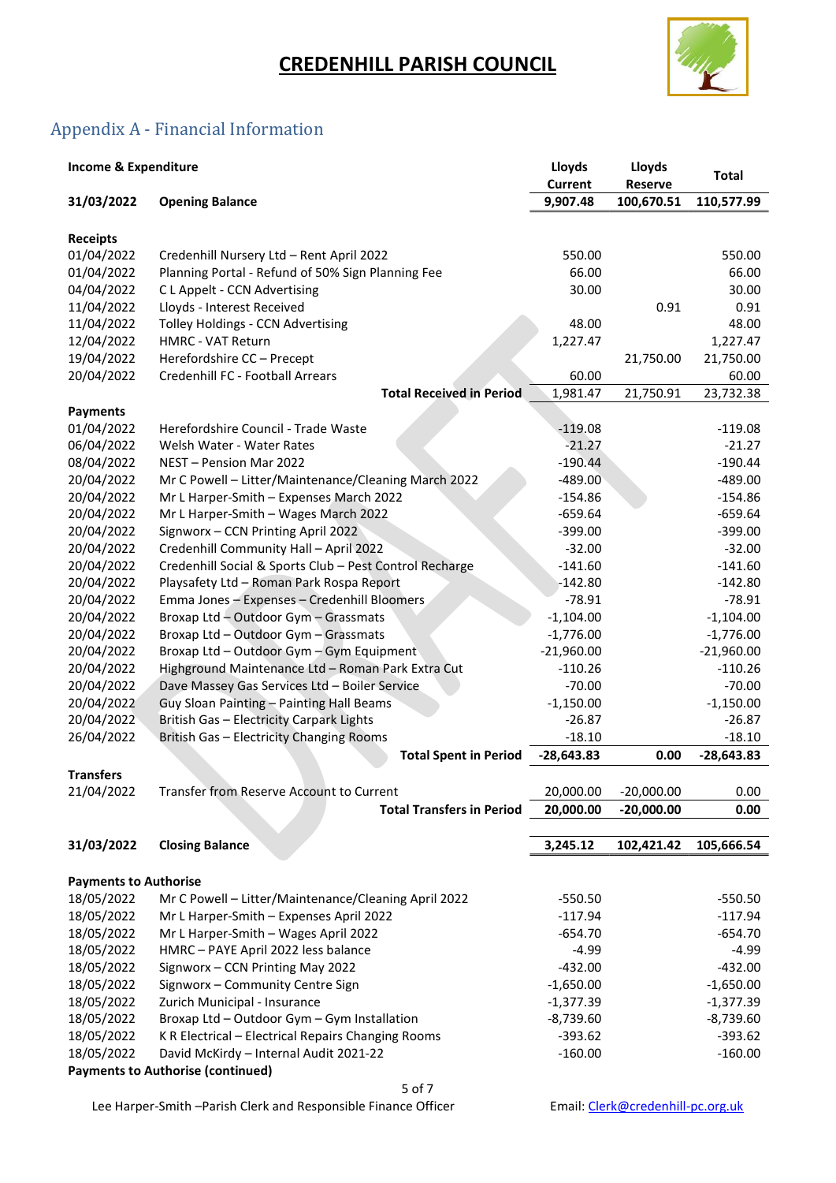# CREDENHILL PARISH COUNCIL

## Appendix A - Financial Information

| Income & Expenditure | | Lloyds Current | Lloyds Reserve | Total |
|---|---|---|---|---|
| **31/03/2022** | **Opening Balance** | **9,907.48** | **100,670.51** | **110,577.99** |
| | | | | |
| **Receipts** | | | | |
| 01/04/2022 | Credenhill Nursery Ltd – Rent April 2022 | 550.00 | | 550.00 |
| 01/04/2022 | Planning Portal - Refund of 50% Sign Planning Fee | 66.00 | | 66.00 |
| 04/04/2022 | C L Appelt - CCN Advertising | 30.00 | | 30.00 |
| 11/04/2022 | Lloyds - Interest Received | | 0.91 | 0.91 |
| 11/04/2022 | Tolley Holdings - CCN Advertising | 48.00 | | 48.00 |
| 12/04/2022 | HMRC - VAT Return | 1,227.47 | | 1,227.47 |
| 19/04/2022 | Herefordshire CC – Precept | | 21,750.00 | 21,750.00 |
| 20/04/2022 | Credenhill FC - Football Arrears | 60.00 | | 60.00 |
| | **Total Received in Period** | 1,981.47 | 21,750.91 | 23,732.38 |
| **Payments** | | | | |
| 01/04/2022 | Herefordshire Council - Trade Waste | -119.08 | | -119.08 |
| 06/04/2022 | Welsh Water - Water Rates | -21.27 | | -21.27 |
| 08/04/2022 | NEST – Pension Mar 2022 | -190.44 | | -190.44 |
| 20/04/2022 | Mr C Powell – Litter/Maintenance/Cleaning March 2022 | -489.00 | | -489.00 |
| 20/04/2022 | Mr L Harper-Smith – Expenses March 2022 | -154.86 | | -154.86 |
| 20/04/2022 | Mr L Harper-Smith – Wages March 2022 | -659.64 | | -659.64 |
| 20/04/2022 | Signworx – CCN Printing April 2022 | -399.00 | | -399.00 |
| 20/04/2022 | Credenhill Community Hall – April 2022 | -32.00 | | -32.00 |
| 20/04/2022 | Credenhill Social & Sports Club – Pest Control Recharge | -141.60 | | -141.60 |
| 20/04/2022 | Playsafety Ltd – Roman Park Rospa Report | -142.80 | | -142.80 |
| 20/04/2022 | Emma Jones – Expenses – Credenhill Bloomers | -78.91 | | -78.91 |
| 20/04/2022 | Broxap Ltd – Outdoor Gym – Grassmats | -1,104.00 | | -1,104.00 |
| 20/04/2022 | Broxap Ltd – Outdoor Gym – Grassmats | -1,776.00 | | -1,776.00 |
| 20/04/2022 | Broxap Ltd – Outdoor Gym – Gym Equipment | -21,960.00 | | -21,960.00 |
| 20/04/2022 | Highground Maintenance Ltd – Roman Park Extra Cut | -110.26 | | -110.26 |
| 20/04/2022 | Dave Massey Gas Services Ltd – Boiler Service | -70.00 | | -70.00 |
| 20/04/2022 | Guy Sloan Painting – Painting Hall Beams | -1,150.00 | | -1,150.00 |
| 20/04/2022 | British Gas – Electricity Carpark Lights | -26.87 | | -26.87 |
| 26/04/2022 | British Gas – Electricity Changing Rooms | -18.10 | | -18.10 |
| | **Total Spent in Period** | **-28,643.83** | **0.00** | **-28,643.83** |
| **Transfers** | | | | |
| 21/04/2022 | Transfer from Reserve Account to Current | 20,000.00 | -20,000.00 | 0.00 |
| | **Total Transfers in Period** | **20,000.00** | **-20,000.00** | **0.00** |
| | | | | |
| **31/03/2022** | **Closing Balance** | **3,245.12** | **102,421.42** | **105,666.54** |
| | | | | |
| **Payments to Authorise** | | | | |
| 18/05/2022 | Mr C Powell – Litter/Maintenance/Cleaning April 2022 | -550.50 | | -550.50 |
| 18/05/2022 | Mr L Harper-Smith – Expenses April 2022 | -117.94 | | -117.94 |
| 18/05/2022 | Mr L Harper-Smith – Wages April 2022 | -654.70 | | -654.70 |
| 18/05/2022 | HMRC – PAYE April 2022 less balance | -4.99 | | -4.99 |
| 18/05/2022 | Signworx – CCN Printing May 2022 | -432.00 | | -432.00 |
| 18/05/2022 | Signworx – Community Centre Sign | -1,650.00 | | -1,650.00 |
| 18/05/2022 | Zurich Municipal - Insurance | -1,377.39 | | -1,377.39 |
| 18/05/2022 | Broxap Ltd – Outdoor Gym – Gym Installation | -8,739.60 | | -8,739.60 |
| 18/05/2022 | K R Electrical – Electrical Repairs Changing Rooms | -393.62 | | -393.62 |
| 18/05/2022 | David McKirdy – Internal Audit 2021-22 | -160.00 | | -160.00 |

**Payments to Authorise (continued)**

Lee Harper-Smith –Parish Clerk and Responsible Finance Officer    Email: Clerk@credenhill-pc.org.uk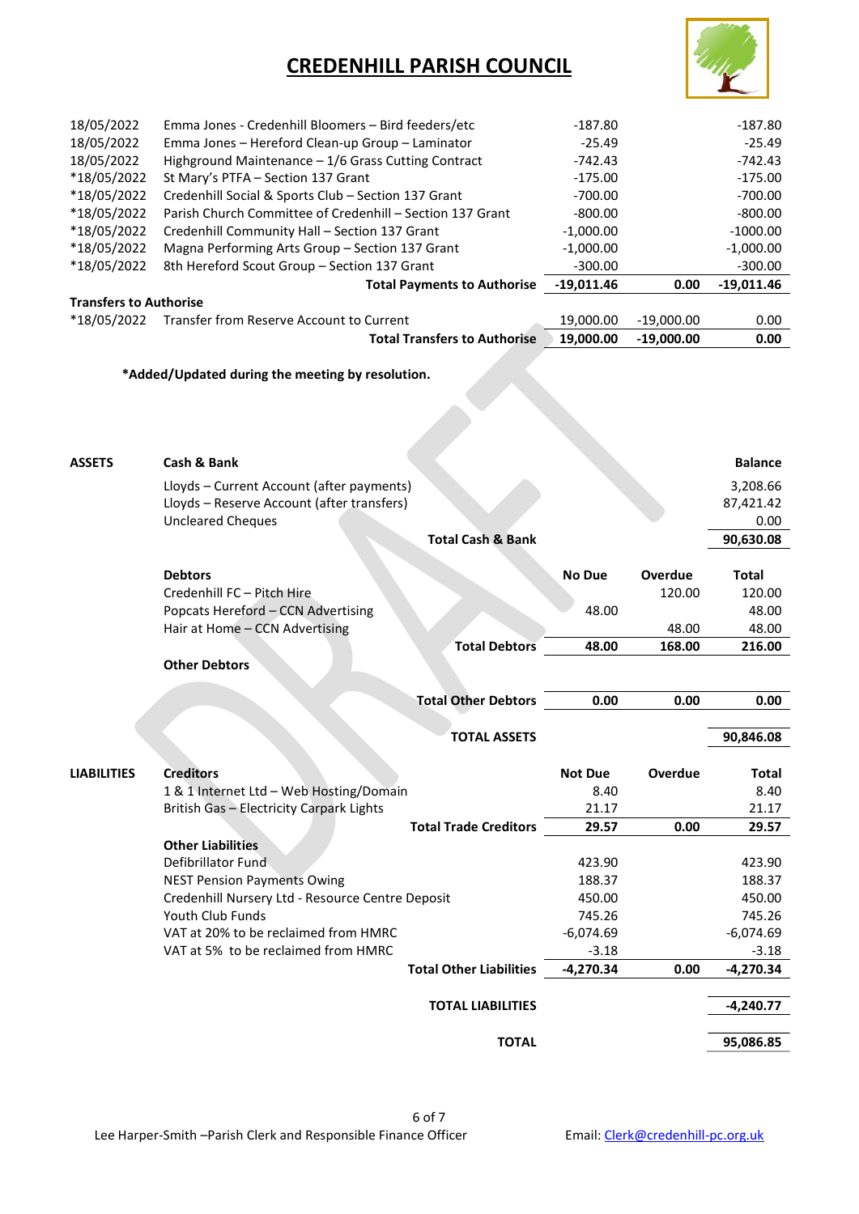# CREDENHILL PARISH COUNCIL

| Date | Description | | | |
|---|---|---|---|---|
| 18/05/2022 | Emma Jones - Credenhill Bloomers – Bird feeders/etc | -187.80 | | -187.80 |
| 18/05/2022 | Emma Jones – Hereford Clean-up Group – Laminator | -25.49 | | -25.49 |
| 18/05/2022 | Highground Maintenance – 1/6 Grass Cutting Contract | -742.43 | | -742.43 |
| *18/05/2022 | St Mary's PTFA – Section 137 Grant | -175.00 | | -175.00 |
| *18/05/2022 | Credenhill Social & Sports Club – Section 137 Grant | -700.00 | | -700.00 |
| *18/05/2022 | Parish Church Committee of Credenhill – Section 137 Grant | -800.00 | | -800.00 |
| *18/05/2022 | Credenhill Community Hall – Section 137 Grant | -1,000.00 | | -1000.00 |
| *18/05/2022 | Magna Performing Arts Group – Section 137 Grant | -1,000.00 | | -1,000.00 |
| *18/05/2022 | 8th Hereford Scout Group – Section 137 Grant | -300.00 | | -300.00 |
| | **Total Payments to Authorise** | **-19,011.46** | **0.00** | **-19,011.46** |

**Transfers to Authorise**

| Date | Description | | | |
|---|---|---|---|---|
| *18/05/2022 | Transfer from Reserve Account to Current | 19,000.00 | -19,000.00 | 0.00 |
| | **Total Transfers to Authorise** | **19,000.00** | **-19,000.00** | **0.00** |

***Added/Updated during the meeting by resolution.**

| | | | | |
|---|---|---|---|---|
| **ASSETS** | **Cash & Bank** | | | **Balance** |
| | Lloyds – Current Account (after payments) | | | 3,208.66 |
| | Lloyds – Reserve Account (after transfers) | | | 87,421.42 |
| | Uncleared Cheques | | | 0.00 |
| | **Total Cash & Bank** | | | **90,630.08** |
| | **Debtors** | **No Due** | **Overdue** | **Total** |
| | Credenhill FC – Pitch Hire | | 120.00 | 120.00 |
| | Popcats Hereford – CCN Advertising | 48.00 | | 48.00 |
| | Hair at Home – CCN Advertising | | 48.00 | 48.00 |
| | **Total Debtors** | **48.00** | **168.00** | **216.00** |
| | **Other Debtors** | | | |
| | **Total Other Debtors** | **0.00** | **0.00** | **0.00** |
| | **TOTAL ASSETS** | | | **90,846.08** |
| **LIABILITIES** | **Creditors** | **Not Due** | **Overdue** | **Total** |
| | 1 & 1 Internet Ltd – Web Hosting/Domain | 8.40 | | 8.40 |
| | British Gas – Electricity Carpark Lights | 21.17 | | 21.17 |
| | **Total Trade Creditors** | **29.57** | **0.00** | **29.57** |
| | **Other Liabilities** | | | |
| | Defibrillator Fund | 423.90 | | 423.90 |
| | NEST Pension Payments Owing | 188.37 | | 188.37 |
| | Credenhill Nursery Ltd - Resource Centre Deposit | 450.00 | | 450.00 |
| | Youth Club Funds | 745.26 | | 745.26 |
| | VAT at 20% to be reclaimed from HMRC | -6,074.69 | | -6,074.69 |
| | VAT at 5% to be reclaimed from HMRC | -3.18 | | -3.18 |
| | **Total Other Liabilities** | **-4,270.34** | **0.00** | **-4,270.34** |
| | **TOTAL LIABILITIES** | | | **-4,240.77** |
| | **TOTAL** | | | **95,086.85** |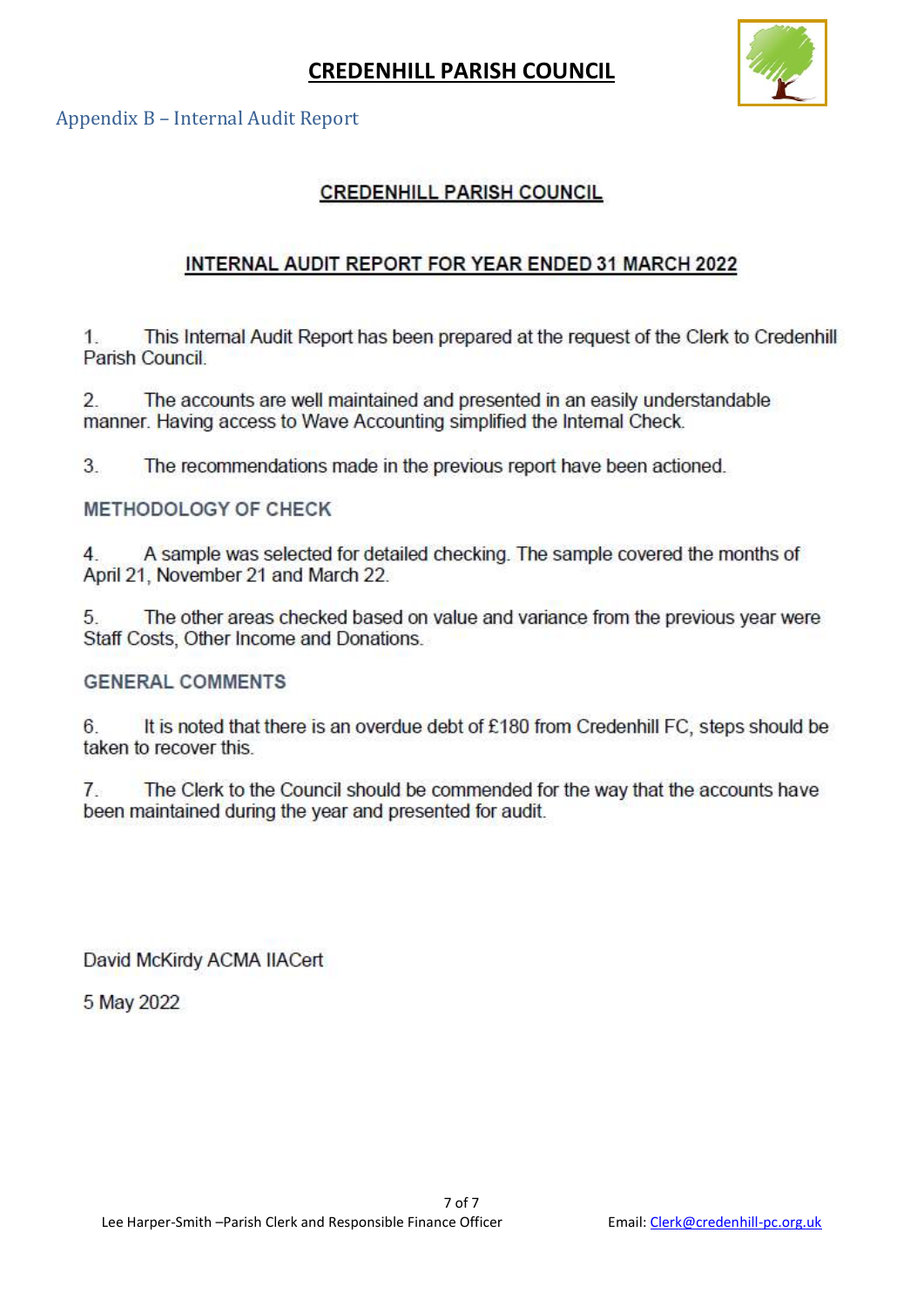# CREDENHILL PARISH COUNCIL

## Appendix B – Internal Audit Report

## CREDENHILL PARISH COUNCIL

## INTERNAL AUDIT REPORT FOR YEAR ENDED 31 MARCH 2022

1. This Internal Audit Report has been prepared at the request of the Clerk to Credenhill Parish Council.

2. The accounts are well maintained and presented in an easily understandable manner. Having access to Wave Accounting simplified the Internal Check.

3. The recommendations made in the previous report have been actioned.

### METHODOLOGY OF CHECK

4. A sample was selected for detailed checking. The sample covered the months of April 21, November 21 and March 22.

5. The other areas checked based on value and variance from the previous year were Staff Costs, Other Income and Donations.

### GENERAL COMMENTS

6. It is noted that there is an overdue debt of £180 from Credenhill FC, steps should be taken to recover this.

7. The Clerk to the Council should be commended for the way that the accounts have been maintained during the year and presented for audit.

David McKirdy ACMA IIACert

5 May 2022